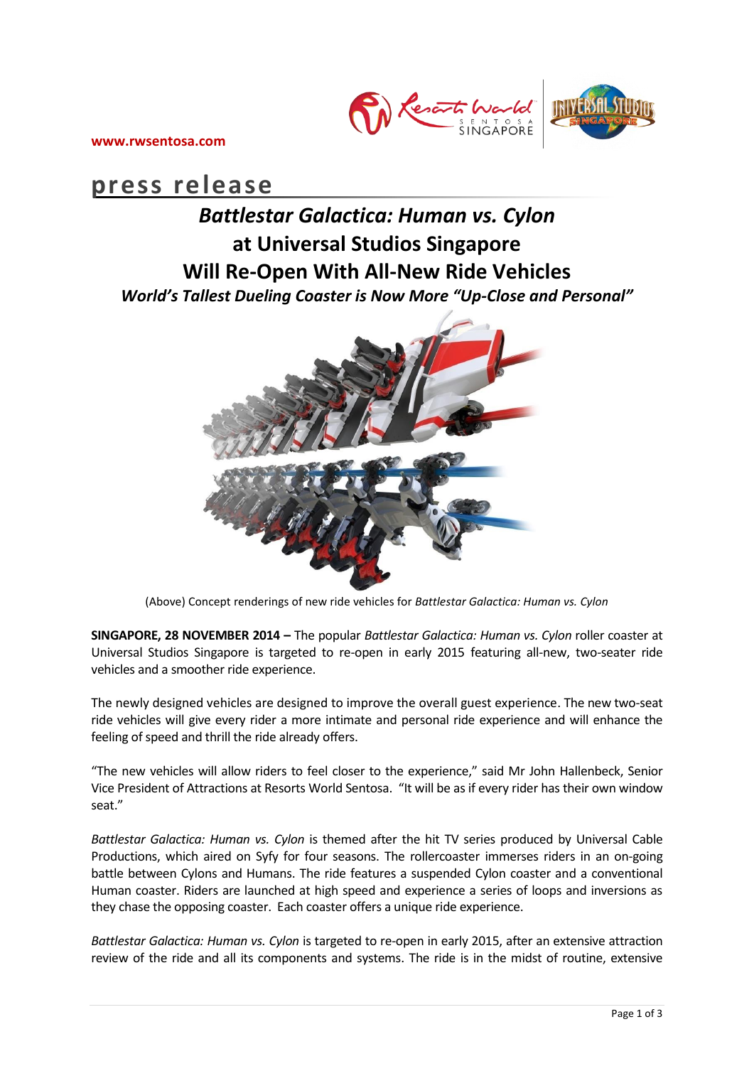www.rwsentosa.com

# press release

## *Battlestar Galactica: Human vs. Cylon* at Universal Studios Singapore Will Re-Open With All-New Ride Vehicles

### *World's Tallest Dueling Coaster is Now More "Up-Close and Personal"*

(Above) Concept renderings of new ride vehicles for *Battlestar Galactica: Human vs. Cylon*

**SINGAPORE, 28 NOVEMBER 2014 –** The popular *Battlestar Galactica: Human vs. Cylon* roller coaster at Universal Studios Singapore is targeted to re-open in early 2015 featuring all-new, two-seater ride vehicles and a smoother ride experience.

The newly designed vehicles are designed to improve the overall guest experience. The new two-seat ride vehicles will give every rider a more intimate and personal ride experience and will enhance the feeling of speed and thrill the ride already offers.

"The new vehicles will allow riders to feel closer to the experience," said Mr John Hallenbeck, Senior Vice President of Attractions at Resorts World Sentosa. "It will be as if every rider has their own window seat."

*Battlestar Galactica: Human vs. Cylon* is themed after the hit TV series produced by Universal Cable Productions, which aired on Syfy for four seasons. The rollercoaster immerses riders in an on-going battle between Cylons and Humans. The ride features a suspended Cylon coaster and a conventional Human coaster. Riders are launched at high speed and experience a series of loops and inversions as they chase the opposing coaster. Each coaster offers a unique ride experience.

*Battlestar Galactica: Human vs. Cylon* is targeted to re-open in early 2015, after an extensive attraction review of the ride and all its components and systems. The ride is in the midst of routine, extensive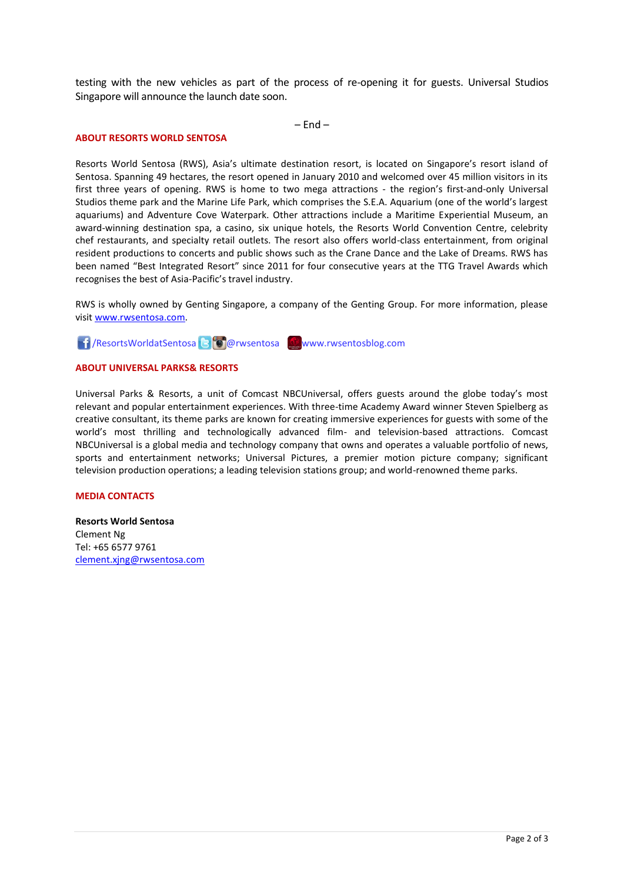testing with the new vehicles as part of the process of re-opening it for guests. Universal Studios Singapore will announce the launch date soon.

– End –

**ABOUT RESORTS WORLD SENTOSA**

Resorts World Sentosa (RWS), Asia's ultimate destination resort, is located on Singapore's resort island of Sentosa. Spanning 49 hectares, the resort opened in January 2010 and welcomed over 45 million visitors in its first three years of opening. RWS is home to two mega attractions - the region's first-and-only Universal Studios theme park and the Marine Life Park, which comprises the S.E.A. Aquarium (one of the world's largest aquariums) and Adventure Cove Waterpark. Other attractions include a Maritime Experiential Museum, an award-winning destination spa, a casino, six unique hotels, the Resorts World Convention Centre, celebrity chef restaurants, and specialty retail outlets. The resort also offers world-class entertainment, from original resident productions to concerts and public shows such as the Crane Dance and the Lake of Dreams. RWS has been named "Best Integrated Resort" since 2011 for four consecutive years at the TTG Travel Awards which recognises the best of Asia-Pacific's travel industry.

RWS is wholly owned by Genting Singapore, a company of the Genting Group. For more information, please visit www.rwsentosa.com.

/ResortsWorldatSentosa @rwsentosa www.rwsentosblog.com

**ABOUT UNIVERSAL PARKS& RESORTS**

Universal Parks & Resorts, a unit of Comcast NBCUniversal, offers guests around the globe today's most relevant and popular entertainment experiences. With three-time Academy Award winner Steven Spielberg as creative consultant, its theme parks are known for creating immersive experiences for guests with some of the world's most thrilling and technologically advanced film- and television-based attractions. Comcast NBCUniversal is a global media and technology company that owns and operates a valuable portfolio of news, sports and entertainment networks; Universal Pictures, a premier motion picture company; significant television production operations; a leading television stations group; and world-renowned theme parks.

**MEDIA CONTACTS**

**Resorts World Sentosa**
Clement Ng
Tel: +65 6577 9761
clement.xjng@rwsentosa.com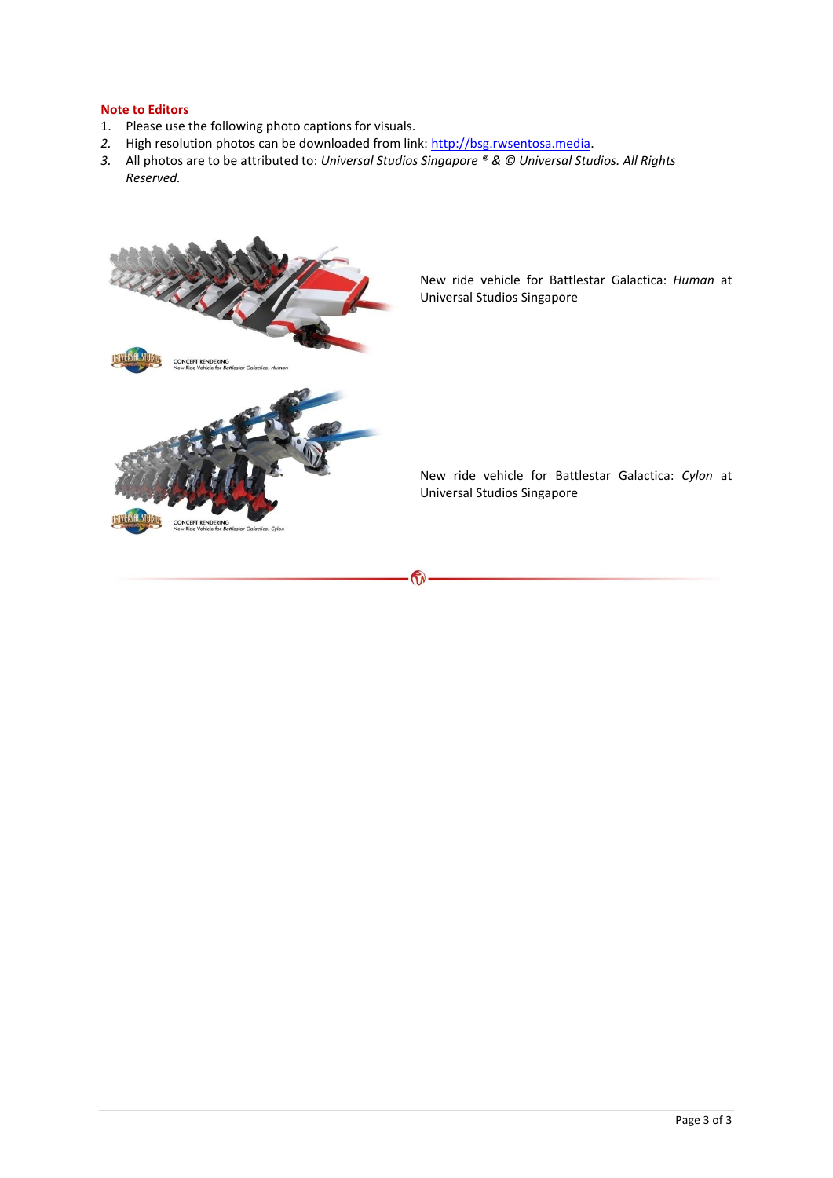**Note to Editors**

1. Please use the following photo captions for visuals.
2. High resolution photos can be downloaded from link: http://bsg.rwsentosa.media.
3. All photos are to be attributed to: *Universal Studios Singapore ® & © Universal Studios. All Rights Reserved.*

New ride vehicle for Battlestar Galactica: *Human* at Universal Studios Singapore

New ride vehicle for Battlestar Galactica: *Cylon* at Universal Studios Singapore